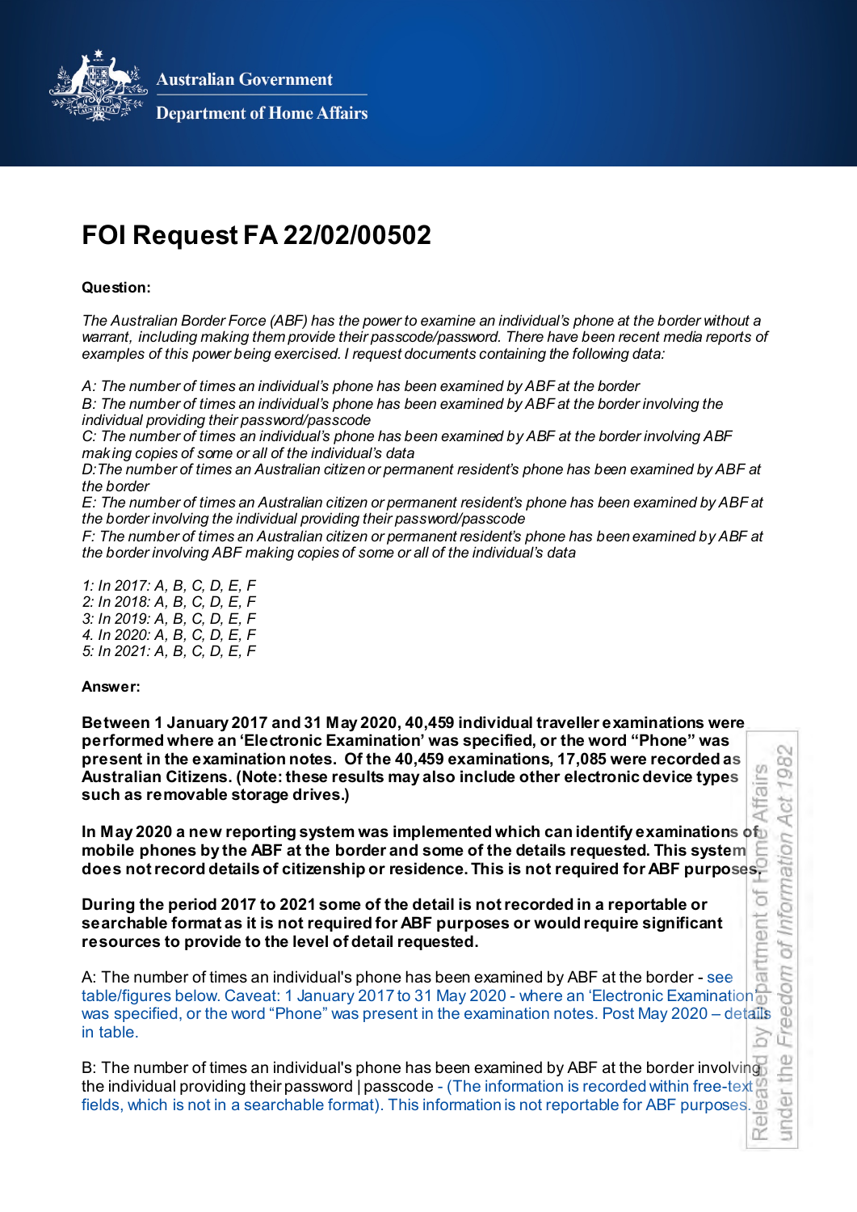Australian Government

Department of Home Affairs

# FOI Request FA 22/02/00502

**Question:**

*The Australian Border Force (ABF) has the power to examine an individual's phone at the border without a warrant, including making them provide their passcode/password. There have been recent media reports of examples of this power being exercised. I request documents containing the following data:*

*A: The number of times an individual's phone has been examined by ABF at the border*
*B: The number of times an individual's phone has been examined by ABF at the border involving the individual providing their password/passcode*
*C: The number of times an individual's phone has been examined by ABF at the border involving ABF making copies of some or all of the individual's data*
*D:The number of times an Australian citizen or permanent resident's phone has been examined by ABF at the border*
*E: The number of times an Australian citizen or permanent resident's phone has been examined by ABF at the border involving the individual providing their password/passcode*
*F: The number of times an Australian citizen or permanent resident's phone has been examined by ABF at the border involving ABF making copies of some or all of the individual's data*

*1: In 2017: A, B, C, D, E, F*
*2: In 2018: A, B, C, D, E, F*
*3: In 2019: A, B, C, D, E, F*
*4. In 2020: A, B, C, D, E, F*
*5: In 2021: A, B, C, D, E, F*

**Answer:**

**Between 1 January 2017 and 31 May 2020, 40,459 individual traveller examinations were performed where an 'Electronic Examination' was specified, or the word "Phone" was present in the examination notes. Of the 40,459 examinations, 17,085 were recorded as Australian Citizens. (Note: these results may also include other electronic device types such as removable storage drives.)**

**In May 2020 a new reporting system was implemented which can identify examinations of mobile phones by the ABF at the border and some of the details requested. This system does not record details of citizenship or residence. This is not required for ABF purposes.**

**During the period 2017 to 2021 some of the detail is not recorded in a reportable or searchable format as it is not required for ABF purposes or would require significant resources to provide to the level of detail requested.**

A: The number of times an individual's phone has been examined by ABF at the border - see table/figures below. Caveat: 1 January 2017 to 31 May 2020 - where an 'Electronic Examination' was specified, or the word "Phone" was present in the examination notes. Post May 2020 – details in table.

B: The number of times an individual's phone has been examined by ABF at the border involving the individual providing their password | passcode - (The information is recorded within free-text fields, which is not in a searchable format). This information is not reportable for ABF purposes.

Released by Department of Home Affairs under the *Freedom of Information Act 1982*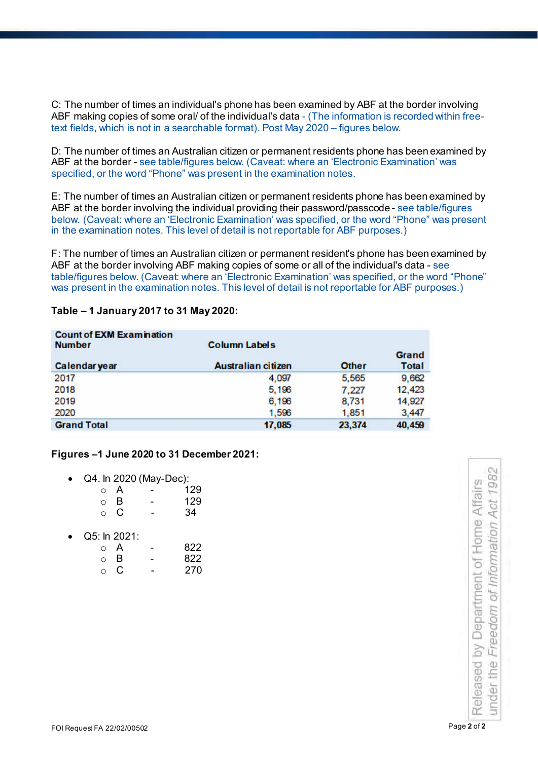C: The number of times an individual's phone has been examined by ABF at the border involving ABF making copies of some oral/ of the individual's data - (The information is recorded within free-text fields, which is not in a searchable format). Post May 2020 – figures below.

D: The number of times an Australian citizen or permanent residents phone has been examined by ABF at the border - see table/figures below. (Caveat: where an 'Electronic Examination' was specified, or the word "Phone" was present in the examination notes.

E: The number of times an Australian citizen or permanent residents phone has been examined by ABF at the border involving the individual providing their password/passcode - see table/figures below. (Caveat: where an 'Electronic Examination' was specified, or the word "Phone" was present in the examination notes. This level of detail is not reportable for ABF purposes.)

F: The number of times an Australian citizen or permanent resident's phone has been examined by ABF at the border involving ABF making copies of some or all of the individual's data - see table/figures below. (Caveat: where an 'Electronic Examination' was specified, or the word "Phone" was present in the examination notes. This level of detail is not reportable for ABF purposes.)

**Table – 1 January 2017 to 31 May 2020:**

| Count of EXM Examination Number | Column Labels | | |
|---|---|---|---|
| Calendar year | Australian citizen | Other | Grand Total |
| 2017 | 4,097 | 5,565 | 9,662 |
| 2018 | 5,196 | 7,227 | 12,423 |
| 2019 | 6,196 | 8,731 | 14,927 |
| 2020 | 1,596 | 1,851 | 3,447 |
| **Grand Total** | **17,085** | **23,374** | **40,459** |

**Figures –1 June 2020 to 31 December 2021:**

- Q4. In 2020 (May-Dec):
  - A - 129
  - B - 129
  - C - 34
- Q5: In 2021:
  - A - 822
  - B - 822
  - C - 270

Released by Department of Home Affairs under the *Freedom of Information Act 1982*

FOI Request FA 22/02/00502